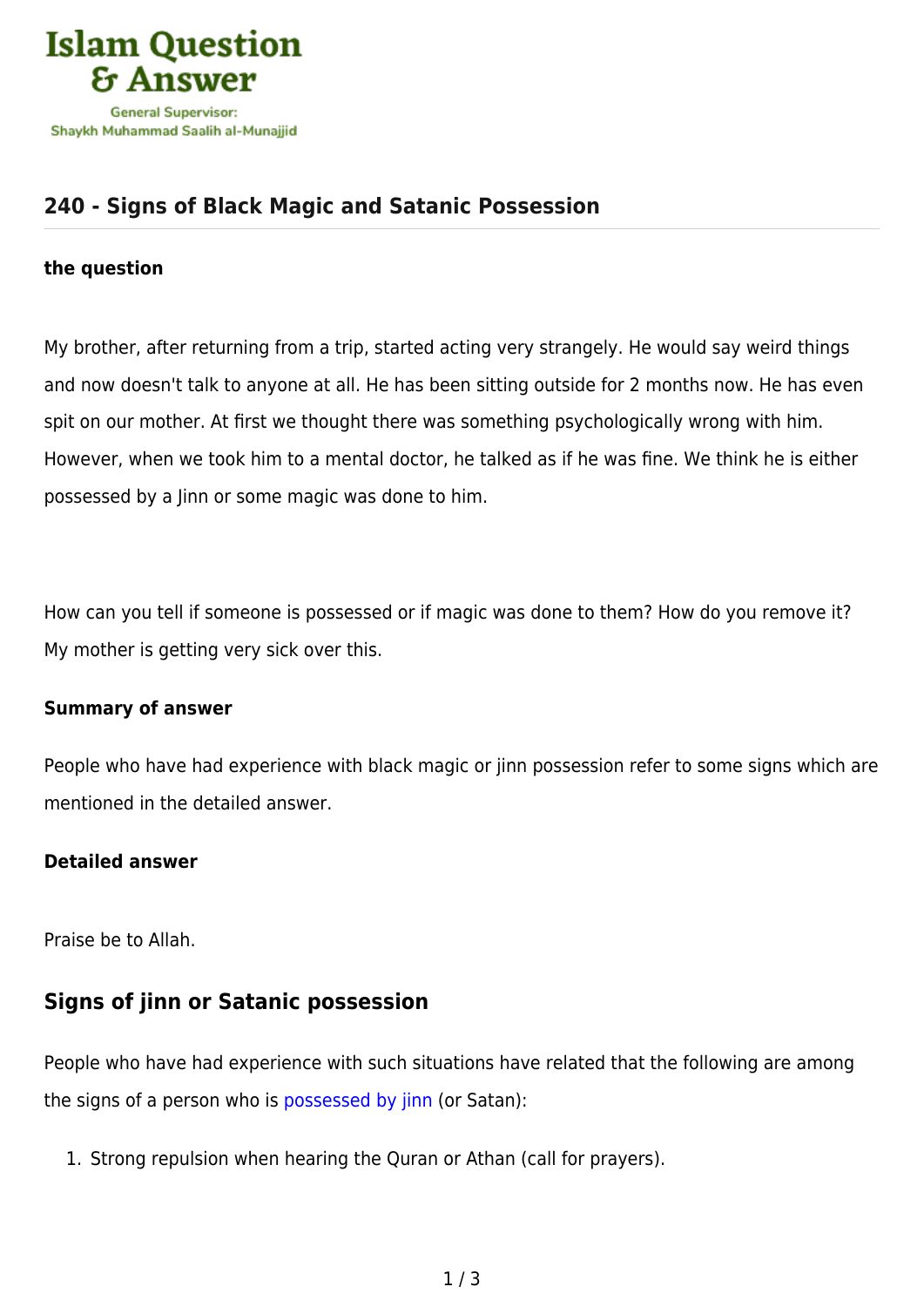Islam Question & Answer

General Supervisor:
Shaykh Muhammad Saalih al-Munajjid

# 240 - Signs of Black Magic and Satanic Possession

**the question**

My brother, after returning from a trip, started acting very strangely. He would say weird things and now doesn't talk to anyone at all. He has been sitting outside for 2 months now. He has even spit on our mother. At first we thought there was something psychologically wrong with him. However, when we took him to a mental doctor, he talked as if he was fine. We think he is either possessed by a Jinn or some magic was done to him.

How can you tell if someone is possessed or if magic was done to them? How do you remove it? My mother is getting very sick over this.

**Summary of answer**

People who have had experience with black magic or jinn possession refer to some signs which are mentioned in the detailed answer.

**Detailed answer**

Praise be to Allah.

## Signs of jinn or Satanic possession

People who have had experience with such situations have related that the following are among the signs of a person who is possessed by jinn (or Satan):

1. Strong repulsion when hearing the Quran or Athan (call for prayers).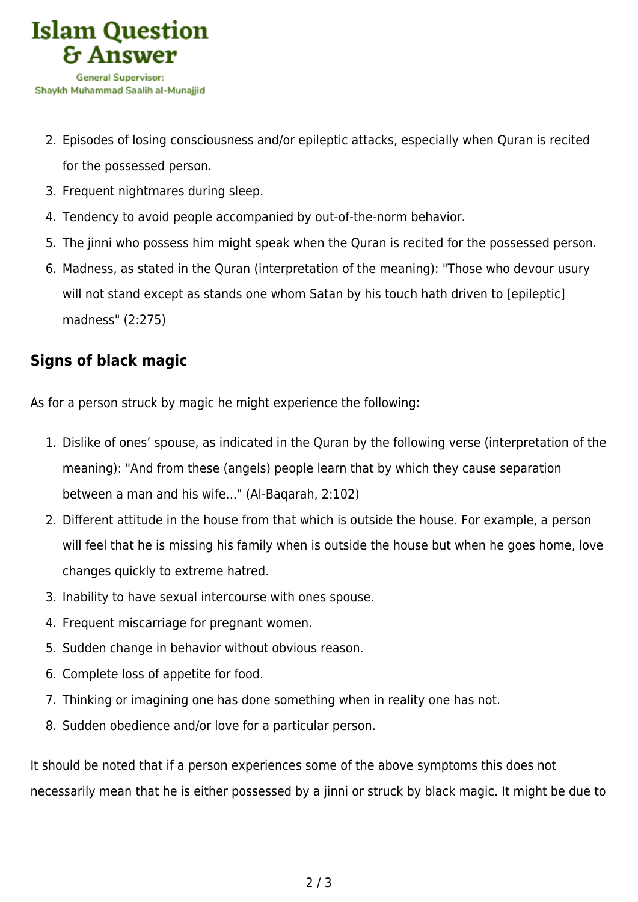2. Episodes of losing consciousness and/or epileptic attacks, especially when Quran is recited for the possessed person.
3. Frequent nightmares during sleep.
4. Tendency to avoid people accompanied by out-of-the-norm behavior.
5. The jinni who possess him might speak when the Quran is recited for the possessed person.
6. Madness, as stated in the Quran (interpretation of the meaning): "Those who devour usury will not stand except as stands one whom Satan by his touch hath driven to [epileptic] madness" (2:275)

### Signs of black magic

As for a person struck by magic he might experience the following:

1. Dislike of ones' spouse, as indicated in the Quran by the following verse (interpretation of the meaning): "And from these (angels) people learn that by which they cause separation between a man and his wife..." (Al-Baqarah, 2:102)
2. Different attitude in the house from that which is outside the house. For example, a person will feel that he is missing his family when is outside the house but when he goes home, love changes quickly to extreme hatred.
3. Inability to have sexual intercourse with ones spouse.
4. Frequent miscarriage for pregnant women.
5. Sudden change in behavior without obvious reason.
6. Complete loss of appetite for food.
7. Thinking or imagining one has done something when in reality one has not.
8. Sudden obedience and/or love for a particular person.

It should be noted that if a person experiences some of the above symptoms this does not necessarily mean that he is either possessed by a jinni or struck by black magic. It might be due to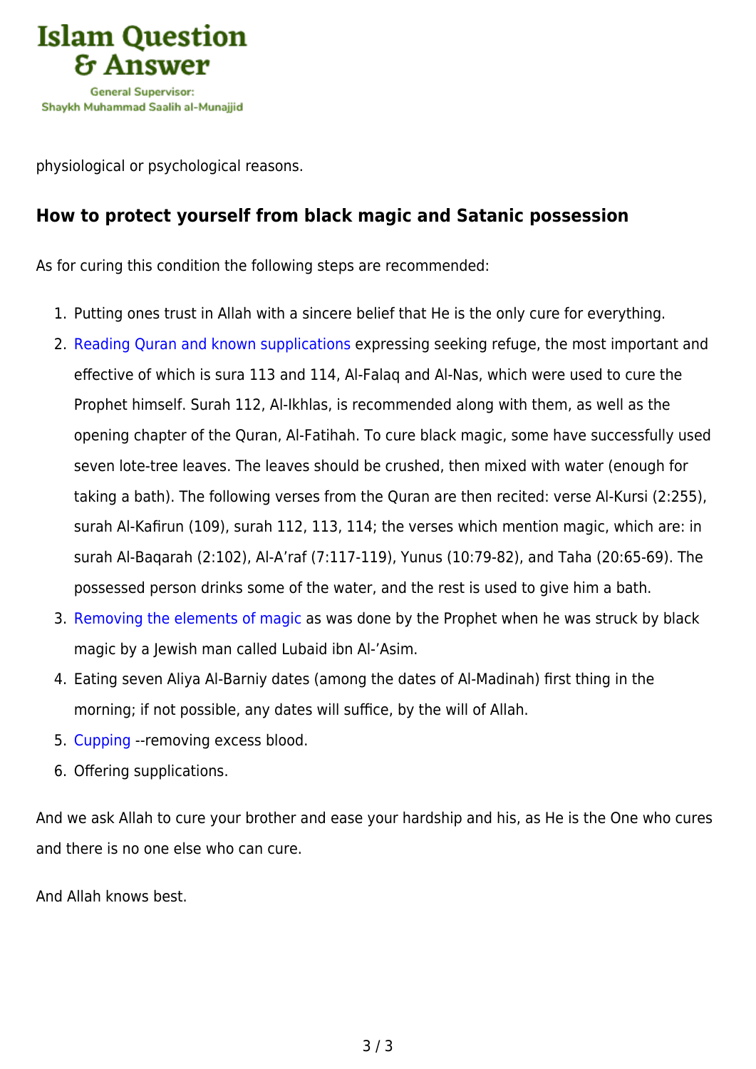physiological or psychological reasons.

## How to protect yourself from black magic and Satanic possession

As for curing this condition the following steps are recommended:

1. Putting ones trust in Allah with a sincere belief that He is the only cure for everything.
2. Reading Quran and known supplications expressing seeking refuge, the most important and effective of which is sura 113 and 114, Al-Falaq and Al-Nas, which were used to cure the Prophet himself. Surah 112, Al-Ikhlas, is recommended along with them, as well as the opening chapter of the Quran, Al-Fatihah. To cure black magic, some have successfully used seven lote-tree leaves. The leaves should be crushed, then mixed with water (enough for taking a bath). The following verses from the Quran are then recited: verse Al-Kursi (2:255), surah Al-Kafirun (109), surah 112, 113, 114; the verses which mention magic, which are: in surah Al-Baqarah (2:102), Al-A'raf (7:117-119), Yunus (10:79-82), and Taha (20:65-69). The possessed person drinks some of the water, and the rest is used to give him a bath.
3. Removing the elements of magic as was done by the Prophet when he was struck by black magic by a Jewish man called Lubaid ibn Al-'Asim.
4. Eating seven Aliya Al-Barniy dates (among the dates of Al-Madinah) first thing in the morning; if not possible, any dates will suffice, by the will of Allah.
5. Cupping --removing excess blood.
6. Offering supplications.

And we ask Allah to cure your brother and ease your hardship and his, as He is the One who cures and there is no one else who can cure.

And Allah knows best.